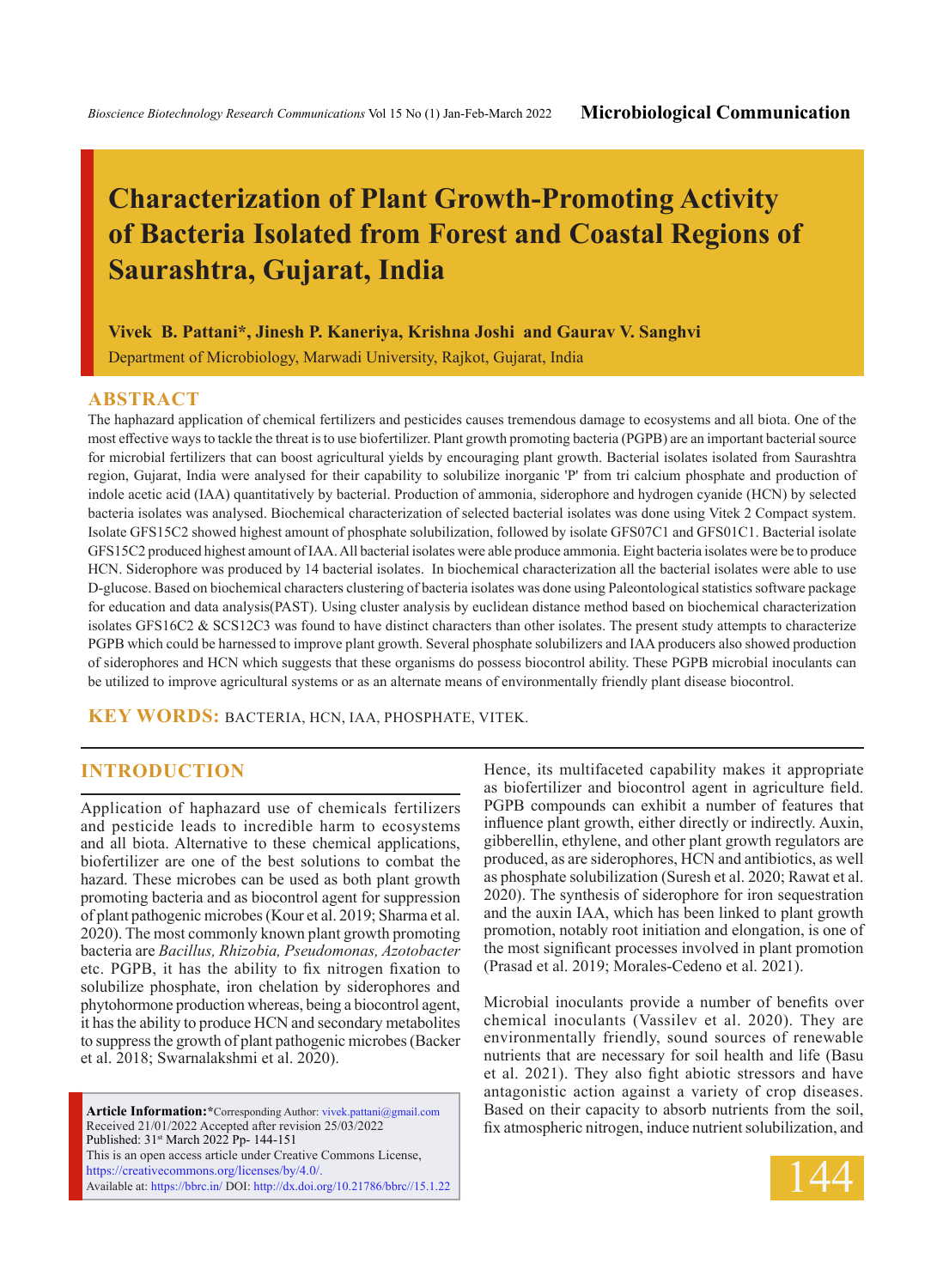Microbiological Communication

# Characterization of Plant Growth-Promoting Activity of Bacteria Isolated from Forest and Coastal Regions of Saurashtra, Gujarat, India

**Vivek B. Pattani*, Jinesh P. Kaneriya, Krishna Joshi and Gaurav V. Sanghvi**

Department of Microbiology, Marwadi University, Rajkot, Gujarat, India

## ABSTRACT

The haphazard application of chemical fertilizers and pesticides causes tremendous damage to ecosystems and all biota. One of the most effective ways to tackle the threat is to use biofertilizer. Plant growth promoting bacteria (PGPB) are an important bacterial source for microbial fertilizers that can boost agricultural yields by encouraging plant growth. Bacterial isolates isolated from Saurashtra region, Gujarat, India were analysed for their capability to solubilize inorganic 'P' from tri calcium phosphate and production of indole acetic acid (IAA) quantitatively by bacterial. Production of ammonia, siderophore and hydrogen cyanide (HCN) by selected bacteria isolates was analysed. Biochemical characterization of selected bacterial isolates was done using Vitek 2 Compact system. Isolate GFS15C2 showed highest amount of phosphate solubilization, followed by isolate GFS07C1 and GFS01C1. Bacterial isolate GFS15C2 produced highest amount of IAA. All bacterial isolates were able produce ammonia. Eight bacteria isolates were be to produce HCN. Siderophore was produced by 14 bacterial isolates. In biochemical characterization all the bacterial isolates were able to use D-glucose. Based on biochemical characters clustering of bacteria isolates was done using Paleontological statistics software package for education and data analysis(PAST). Using cluster analysis by euclidean distance method based on biochemical characterization isolates GFS16C2 & SCS12C3 was found to have distinct characters than other isolates. The present study attempts to characterize PGPB which could be harnessed to improve plant growth. Several phosphate solubilizers and IAA producers also showed production of siderophores and HCN which suggests that these organisms do possess biocontrol ability. These PGPB microbial inoculants can be utilized to improve agricultural systems or as an alternate means of environmentally friendly plant disease biocontrol.

**KEY WORDS:** BACTERIA, HCN, IAA, PHOSPHATE, VITEK.

## INTRODUCTION

Application of haphazard use of chemicals fertilizers and pesticide leads to incredible harm to ecosystems and all biota. Alternative to these chemical applications, biofertilizer are one of the best solutions to combat the hazard. These microbes can be used as both plant growth promoting bacteria and as biocontrol agent for suppression of plant pathogenic microbes (Kour et al. 2019; Sharma et al. 2020). The most commonly known plant growth promoting bacteria are *Bacillus, Rhizobia, Pseudomonas, Azotobacter* etc. PGPB, it has the ability to fix nitrogen fixation to solubilize phosphate, iron chelation by siderophores and phytohormone production whereas, being a biocontrol agent, it has the ability to produce HCN and secondary metabolites to suppress the growth of plant pathogenic microbes (Backer et al. 2018; Swarnalakshmi et al. 2020).

Hence, its multifaceted capability makes it appropriate as biofertilizer and biocontrol agent in agriculture field. PGPB compounds can exhibit a number of features that influence plant growth, either directly or indirectly. Auxin, gibberellin, ethylene, and other plant growth regulators are produced, as are siderophores, HCN and antibiotics, as well as phosphate solubilization (Suresh et al. 2020; Rawat et al. 2020). The synthesis of siderophore for iron sequestration and the auxin IAA, which has been linked to plant growth promotion, notably root initiation and elongation, is one of the most significant processes involved in plant promotion (Prasad et al. 2019; Morales-Cedeno et al. 2021).

Microbial inoculants provide a number of benefits over chemical inoculants (Vassilev et al. 2020). They are environmentally friendly, sound sources of renewable nutrients that are necessary for soil health and life (Basu et al. 2021). They also fight abiotic stressors and have antagonistic action against a variety of crop diseases. Based on their capacity to absorb nutrients from the soil, fix atmospheric nitrogen, induce nutrient solubilization, and

**Article Information:***Corresponding Author: vivek.pattani@gmail.com
Received 21/01/2022 Accepted after revision 25/03/2022
Published: 31st March 2022 Pp- 144-151
This is an open access article under Creative Commons License, https://creativecommons.org/licenses/by/4.0/.
Available at: https://bbrc.in/ DOI: http://dx.doi.org/10.21786/bbrc//15.1.22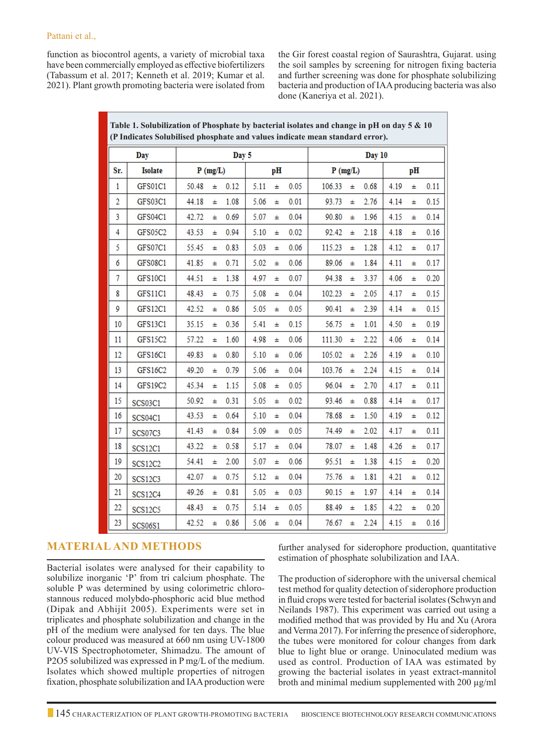function as biocontrol agents, a variety of microbial taxa have been commercially employed as effective biofertilizers (Tabassum et al. 2017; Kenneth et al. 2019; Kumar et al. 2021). Plant growth promoting bacteria were isolated from the Gir forest coastal region of Saurashtra, Gujarat. using the soil samples by screening for nitrogen fixing bacteria and further screening was done for phosphate solubilizing bacteria and production of IAA producing bacteria was also done (Kaneriya et al. 2021).

**Table 1. Solubilization of Phosphate by bacterial isolates and change in pH on day 5 & 10 (P Indicates Solubilised phosphate and values indicate mean standard error).**

| Day | | Day 5 | | Day 10 | |
|---|---|---|---|---|---|
| Sr. | Isolate | P (mg/L) | pH | P (mg/L) | pH |
| 1 | GFS01C1 | 50.48 ± 0.12 | 5.11 ± 0.05 | 106.33 ± 0.68 | 4.19 ± 0.11 |
| 2 | GFS03C1 | 44.18 ± 1.08 | 5.06 ± 0.01 | 93.73 ± 2.76 | 4.14 ± 0.15 |
| 3 | GFS04C1 | 42.72 ± 0.69 | 5.07 ± 0.04 | 90.80 ± 1.96 | 4.15 ± 0.14 |
| 4 | GFS05C2 | 43.53 ± 0.94 | 5.10 ± 0.02 | 92.42 ± 2.18 | 4.18 ± 0.16 |
| 5 | GFS07C1 | 55.45 ± 0.83 | 5.03 ± 0.06 | 115.23 ± 1.28 | 4.12 ± 0.17 |
| 6 | GFS08C1 | 41.85 ± 0.71 | 5.02 ± 0.06 | 89.06 ± 1.84 | 4.11 ± 0.17 |
| 7 | GFS10C1 | 44.51 ± 1.38 | 4.97 ± 0.07 | 94.38 ± 3.37 | 4.06 ± 0.20 |
| 8 | GFS11C1 | 48.43 ± 0.75 | 5.08 ± 0.04 | 102.23 ± 2.05 | 4.17 ± 0.15 |
| 9 | GFS12C1 | 42.52 ± 0.86 | 5.05 ± 0.05 | 90.41 ± 2.39 | 4.14 ± 0.15 |
| 10 | GFS13C1 | 35.15 ± 0.36 | 5.41 ± 0.15 | 56.75 ± 1.01 | 4.50 ± 0.19 |
| 11 | GFS15C2 | 57.22 ± 1.60 | 4.98 ± 0.06 | 111.30 ± 2.22 | 4.06 ± 0.14 |
| 12 | GFS16C1 | 49.83 ± 0.80 | 5.10 ± 0.06 | 105.02 ± 2.26 | 4.19 ± 0.10 |
| 13 | GFS16C2 | 49.20 ± 0.79 | 5.06 ± 0.04 | 103.76 ± 2.24 | 4.15 ± 0.14 |
| 14 | GFS19C2 | 45.34 ± 1.15 | 5.08 ± 0.05 | 96.04 ± 2.70 | 4.17 ± 0.11 |
| 15 | SCS03C1 | 50.92 ± 0.31 | 5.05 ± 0.02 | 93.46 ± 0.88 | 4.14 ± 0.17 |
| 16 | SCS04C1 | 43.53 ± 0.64 | 5.10 ± 0.04 | 78.68 ± 1.50 | 4.19 ± 0.12 |
| 17 | SCS07C3 | 41.43 ± 0.84 | 5.09 ± 0.05 | 74.49 ± 2.02 | 4.17 ± 0.11 |
| 18 | SCS12C1 | 43.22 ± 0.58 | 5.17 ± 0.04 | 78.07 ± 1.48 | 4.26 ± 0.17 |
| 19 | SCS12C2 | 54.41 ± 2.00 | 5.07 ± 0.06 | 95.51 ± 1.38 | 4.15 ± 0.20 |
| 20 | SCS12C3 | 42.07 ± 0.75 | 5.12 ± 0.04 | 75.76 ± 1.81 | 4.21 ± 0.12 |
| 21 | SCS12C4 | 49.26 ± 0.81 | 5.05 ± 0.03 | 90.15 ± 1.97 | 4.14 ± 0.14 |
| 22 | SCS12C5 | 48.43 ± 0.75 | 5.14 ± 0.05 | 88.49 ± 1.85 | 4.22 ± 0.20 |
| 23 | SCS06S1 | 42.52 ± 0.86 | 5.06 ± 0.04 | 76.67 ± 2.24 | 4.15 ± 0.16 |

## MATERIAL AND METHODS

Bacterial isolates were analysed for their capability to solubilize inorganic 'P' from tri calcium phosphate. The soluble P was determined by using colorimetric chloro-stannous reduced molybdo-phosphoric acid blue method (Dipak and Abhijit 2005). Experiments were set in triplicates and phosphate solubilization and change in the pH of the medium were analysed for ten days. The blue colour produced was measured at 660 nm using UV-1800 UV-VIS Spectrophotometer, Shimadzu. The amount of P2O5 solubilized was expressed in P mg/L of the medium. Isolates which showed multiple properties of nitrogen fixation, phosphate solubilization and IAA production were further analysed for siderophore production, quantitative estimation of phosphate solubilization and IAA.

The production of siderophore with the universal chemical test method for quality detection of siderophore production in fluid crops were tested for bacterial isolates (Schwyn and Neilands 1987). This experiment was carried out using a modified method that was provided by Hu and Xu (Arora and Verma 2017). For inferring the presence of siderophore, the tubes were monitored for colour changes from dark blue to light blue or orange. Uninoculated medium was used as control. Production of IAA was estimated by growing the bacterial isolates in yeast extract-mannitol broth and minimal medium supplemented with 200 µg/ml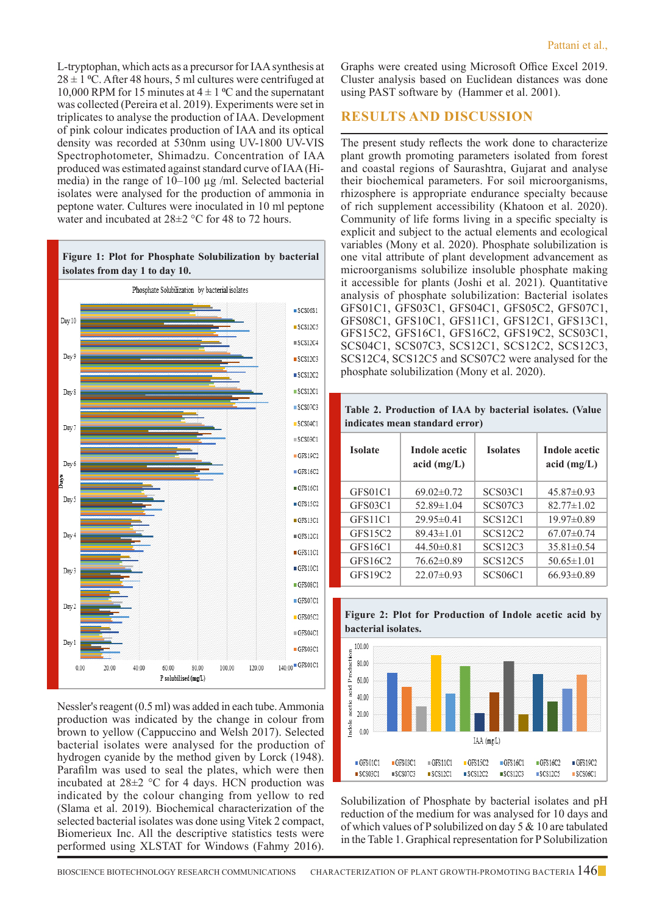L-tryptophan, which acts as a precursor for IAA synthesis at 28 ± 1 ºC. After 48 hours, 5 ml cultures were centrifuged at 10,000 RPM for 15 minutes at 4 ± 1 ºC and the supernatant was collected (Pereira et al. 2019). Experiments were set in triplicates to analyse the production of IAA. Development of pink colour indicates production of IAA and its optical density was recorded at 530nm using UV-1800 UV-VIS Spectrophotometer, Shimadzu. Concentration of IAA produced was estimated against standard curve of IAA (Hi-media) in the range of 10–100 µg /ml. Selected bacterial isolates were analysed for the production of ammonia in peptone water. Cultures were inoculated in 10 ml peptone water and incubated at 28±2 °C for 48 to 72 hours.

**Figure 1: Plot for Phosphate Solubilization by bacterial isolates from day 1 to day 10.**

Nessler's reagent (0.5 ml) was added in each tube. Ammonia production was indicated by the change in colour from brown to yellow (Cappuccino and Welsh 2017). Selected bacterial isolates were analysed for the production of hydrogen cyanide by the method given by Lorck (1948). Parafilm was used to seal the plates, which were then incubated at 28±2 °C for 4 days. HCN production was indicated by the colour changing from yellow to red (Slama et al. 2019). Biochemical characterization of the selected bacterial isolates was done using Vitek 2 compact, Biomerieux Inc. All the descriptive statistics tests were performed using XLSTAT for Windows (Fahmy 2016).

Graphs were created using Microsoft Office Excel 2019. Cluster analysis based on Euclidean distances was done using PAST software by (Hammer et al. 2001).

## RESULTS AND DISCUSSION

The present study reflects the work done to characterize plant growth promoting parameters isolated from forest and coastal regions of Saurashtra, Gujarat and analyse their biochemical parameters. For soil microorganisms, rhizosphere is appropriate endurance specialty because of rich supplement accessibility (Khatoon et al. 2020). Community of life forms living in a specific specialty is explicit and subject to the actual elements and ecological variables (Mony et al. 2020). Phosphate solubilization is one vital attribute of plant development advancement as microorganisms solubilize insoluble phosphate making it accessible for plants (Joshi et al. 2021). Quantitative analysis of phosphate solubilization: Bacterial isolates GFS01C1, GFS03C1, GFS04C1, GFS05C2, GFS07C1, GFS08C1, GFS10C1, GFS11C1, GFS12C1, GFS13C1, GFS15C2, GFS16C1, GFS16C2, GFS19C2, SCS03C1, SCS04C1, SCS07C3, SCS12C1, SCS12C2, SCS12C3, SCS12C4, SCS12C5 and SCS07C2 were analysed for the phosphate solubilization (Mony et al. 2020).

**Table 2. Production of IAA by bacterial isolates. (Value indicates mean standard error)**

| Isolate | Indole acetic acid (mg/L) | Isolates | Indole acetic acid (mg/L) |
|---|---|---|---|
| GFS01C1 | 69.02±0.72 | SCS03C1 | 45.87±0.93 |
| GFS03C1 | 52.89±1.04 | SCS07C3 | 82.77±1.02 |
| GFS11C1 | 29.95±0.41 | SCS12C1 | 19.97±0.89 |
| GFS15C2 | 89.43±1.01 | SCS12C2 | 67.07±0.74 |
| GFS16C1 | 44.50±0.81 | SCS12C3 | 35.81±0.54 |
| GFS16C2 | 76.62±0.89 | SCS12C5 | 50.65±1.01 |
| GFS19C2 | 22.07±0.93 | SCS06C1 | 66.93±0.89 |

**Figure 2: Plot for Production of Indole acetic acid by bacterial isolates.**

Solubilization of Phosphate by bacterial isolates and pH reduction of the medium for was analysed for 10 days and of which values of P solubilized on day 5 & 10 are tabulated in the Table 1. Graphical representation for P Solubilization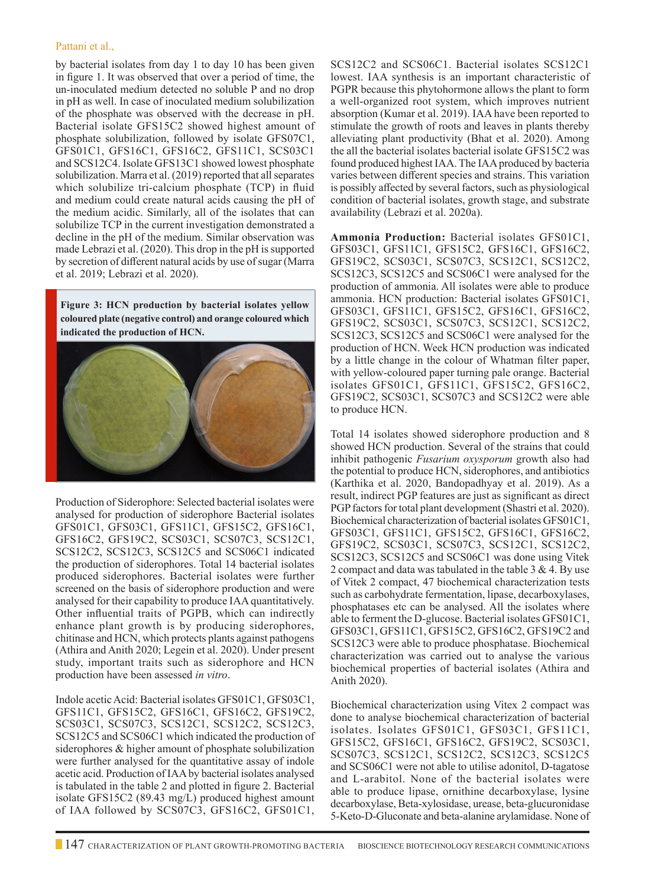by bacterial isolates from day 1 to day 10 has been given in figure 1. It was observed that over a period of time, the un-inoculated medium detected no soluble P and no drop in pH as well. In case of inoculated medium solubilization of the phosphate was observed with the decrease in pH. Bacterial isolate GFS15C2 showed highest amount of phosphate solubilization, followed by isolate GFS07C1, GFS01C1, GFS16C1, GFS16C2, GFS11C1, SCS03C1 and SCS12C4. Isolate GFS13C1 showed lowest phosphate solubilization. Marra et al. (2019) reported that all separates which solubilize tri-calcium phosphate (TCP) in fluid and medium could create natural acids causing the pH of the medium acidic. Similarly, all of the isolates that can solubilize TCP in the current investigation demonstrated a decline in the pH of the medium. Similar observation was made Lebrazi et al. (2020). This drop in the pH is supported by secretion of different natural acids by use of sugar (Marra et al. 2019; Lebrazi et al. 2020).

**Figure 3: HCN production by bacterial isolates yellow coloured plate (negative control) and orange coloured which indicated the production of HCN.**

Production of Siderophore: Selected bacterial isolates were analysed for production of siderophore Bacterial isolates GFS01C1, GFS03C1, GFS11C1, GFS15C2, GFS16C1, GFS16C2, GFS19C2, SCS03C1, SCS07C3, SCS12C1, SCS12C2, SCS12C3, SCS12C5 and SCS06C1 indicated the production of siderophores. Total 14 bacterial isolates produced siderophores. Bacterial isolates were further screened on the basis of siderophore production and were analysed for their capability to produce IAA quantitatively. Other influential traits of PGPB, which can indirectly enhance plant growth is by producing siderophores, chitinase and HCN, which protects plants against pathogens (Athira and Anith 2020; Legein et al. 2020). Under present study, important traits such as siderophore and HCN production have been assessed *in vitro*.

Indole acetic Acid: Bacterial isolates GFS01C1, GFS03C1, GFS11C1, GFS15C2, GFS16C1, GFS16C2, GFS19C2, SCS03C1, SCS07C3, SCS12C1, SCS12C2, SCS12C3, SCS12C5 and SCS06C1 which indicated the production of siderophores & higher amount of phosphate solubilization were further analysed for the quantitative assay of indole acetic acid. Production of IAA by bacterial isolates analysed is tabulated in the table 2 and plotted in figure 2. Bacterial isolate GFS15C2 (89.43 mg/L) produced highest amount of IAA followed by SCS07C3, GFS16C2, GFS01C1, SCS12C2 and SCS06C1. Bacterial isolates SCS12C1 lowest. IAA synthesis is an important characteristic of PGPR because this phytohormone allows the plant to form a well-organized root system, which improves nutrient absorption (Kumar et al. 2019). IAA have been reported to stimulate the growth of roots and leaves in plants thereby alleviating plant productivity (Bhat et al. 2020). Among the all the bacterial isolates bacterial isolate GFS15C2 was found produced highest IAA. The IAA produced by bacteria varies between different species and strains. This variation is possibly affected by several factors, such as physiological condition of bacterial isolates, growth stage, and substrate availability (Lebrazi et al. 2020a).

**Ammonia Production:** Bacterial isolates GFS01C1, GFS03C1, GFS11C1, GFS15C2, GFS16C1, GFS16C2, GFS19C2, SCS03C1, SCS07C3, SCS12C1, SCS12C2, SCS12C3, SCS12C5 and SCS06C1 were analysed for the production of ammonia. All isolates were able to produce ammonia. HCN production: Bacterial isolates GFS01C1, GFS03C1, GFS11C1, GFS15C2, GFS16C1, GFS16C2, GFS19C2, SCS03C1, SCS07C3, SCS12C1, SCS12C2, SCS12C3, SCS12C5 and SCS06C1 were analysed for the production of HCN. Week HCN production was indicated by a little change in the colour of Whatman filter paper, with yellow-coloured paper turning pale orange. Bacterial isolates GFS01C1, GFS11C1, GFS15C2, GFS16C2, GFS19C2, SCS03C1, SCS07C3 and SCS12C2 were able to produce HCN.

Total 14 isolates showed siderophore production and 8 showed HCN production. Several of the strains that could inhibit pathogenic *Fusarium oxysporum* growth also had the potential to produce HCN, siderophores, and antibiotics (Karthika et al. 2020, Bandopadhyay et al. 2019). As a result, indirect PGP features are just as significant as direct PGP factors for total plant development (Shastri et al. 2020). Biochemical characterization of bacterial isolates GFS01C1, GFS03C1, GFS11C1, GFS15C2, GFS16C1, GFS16C2, GFS19C2, SCS03C1, SCS07C3, SCS12C1, SCS12C2, SCS12C3, SCS12C5 and SCS06C1 was done using Vitek 2 compact and data was tabulated in the table 3 & 4. By use of Vitek 2 compact, 47 biochemical characterization tests such as carbohydrate fermentation, lipase, decarboxylases, phosphatases etc can be analysed. All the isolates where able to ferment the D-glucose. Bacterial isolates GFS01C1, GFS03C1, GFS11C1, GFS15C2, GFS16C2, GFS19C2 and SCS12C3 were able to produce phosphatase. Biochemical characterization was carried out to analyse the various biochemical properties of bacterial isolates (Athira and Anith 2020).

Biochemical characterization using Vitex 2 compact was done to analyse biochemical characterization of bacterial isolates. Isolates GFS01C1, GFS03C1, GFS11C1, GFS15C2, GFS16C1, GFS16C2, GFS19C2, SCS03C1, SCS07C3, SCS12C1, SCS12C2, SCS12C3, SCS12C5 and SCS06C1 were not able to utilise adonitol, D-tagatose and L-arabitol. None of the bacterial isolates were able to produce lipase, ornithine decarboxylase, lysine decarboxylase, Beta-xylosidase, urease, beta-glucuronidase 5-Keto-D-Gluconate and beta-alanine arylamidase. None of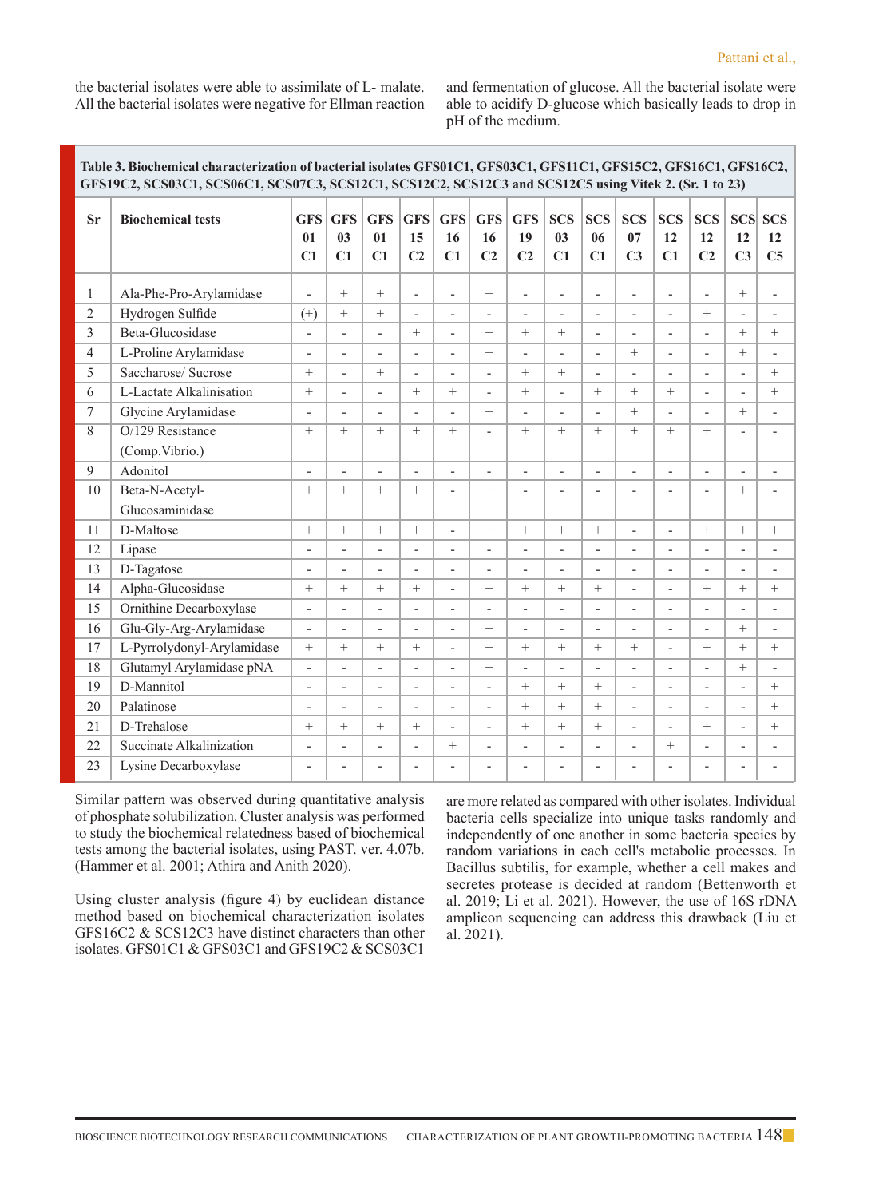the bacterial isolates were able to assimilate of L- malate. All the bacterial isolates were negative for Ellman reaction and fermentation of glucose. All the bacterial isolate were able to acidify D-glucose which basically leads to drop in pH of the medium.

**Table 3. Biochemical characterization of bacterial isolates GFS01C1, GFS03C1, GFS11C1, GFS15C2, GFS16C1, GFS16C2, GFS19C2, SCS03C1, SCS06C1, SCS07C3, SCS12C1, SCS12C2, SCS12C3 and SCS12C5 using Vitek 2. (Sr. 1 to 23)**

| Sr | Biochemical tests | GFS 01 C1 | GFS 03 C1 | GFS 01 C1 | GFS 15 C2 | GFS 16 C1 | GFS 16 C2 | GFS 19 C2 | SCS 03 C1 | SCS 06 C1 | SCS 07 C3 | SCS 12 C1 | SCS 12 C2 | SCS 12 C3 | SCS 12 C5 |
|---|---|---|---|---|---|---|---|---|---|---|---|---|---|---|---|
| 1 | Ala-Phe-Pro-Arylamidase | - | + | + | - | - | + | - | - | - | - | - | - | + | - |
| 2 | Hydrogen Sulfide | (+) | + | + | - | - | - | - | - | - | - | - | + | - | - |
| 3 | Beta-Glucosidase | - | - | - | + | - | + | + | + | - | - | - | - | + | + |
| 4 | L-Proline Arylamidase | - | - | - | - | - | + | - | - | - | + | - | - | + | - |
| 5 | Saccharose/ Sucrose | + | - | + | - | - | - | + | + | - | - | - | - | - | + |
| 6 | L-Lactate Alkalinisation | + | - | - | + | + | - | + | - | + | + | + | - | - | + |
| 7 | Glycine Arylamidase | - | - | - | - | - | + | - | - | - | + | - | - | + | - |
| 8 | O/129 Resistance (Comp.Vibrio.) | + | + | + | + | + | - | + | + | + | + | + | + | - | - |
| 9 | Adonitol | - | - | - | - | - | - | - | - | - | - | - | - | - | - |
| 10 | Beta-N-Acetyl-Glucosaminidase | + | + | + | + | - | + | - | - | - | - | - | - | + | - |
| 11 | D-Maltose | + | + | + | + | - | + | + | + | + | - | - | + | + | + |
| 12 | Lipase | - | - | - | - | - | - | - | - | - | - | - | - | - | - |
| 13 | D-Tagatose | - | - | - | - | - | - | - | - | - | - | - | - | - | - |
| 14 | Alpha-Glucosidase | + | + | + | + | - | + | + | + | + | - | - | + | + | + |
| 15 | Ornithine Decarboxylase | - | - | - | - | - | - | - | - | - | - | - | - | - | - |
| 16 | Glu-Gly-Arg-Arylamidase | - | - | - | - | - | + | - | - | - | - | - | - | + | - |
| 17 | L-Pyrrolydonyl-Arylamidase | + | + | + | + | - | + | + | + | + | + | - | + | + | + |
| 18 | Glutamyl Arylamidase pNA | - | - | - | - | - | + | - | - | - | - | - | - | + | - |
| 19 | D-Mannitol | - | - | - | - | - | - | + | + | + | - | - | - | - | + |
| 20 | Palatinose | - | - | - | - | - | - | + | + | + | - | - | - | - | + |
| 21 | D-Trehalose | + | + | + | + | - | - | + | + | + | - | - | + | - | + |
| 22 | Succinate Alkalinization | - | - | - | - | + | - | - | - | - | - | + | - | - | - |
| 23 | Lysine Decarboxylase | - | - | - | - | - | - | - | - | - | - | - | - | - | - |

Similar pattern was observed during quantitative analysis of phosphate solubilization. Cluster analysis was performed to study the biochemical relatedness based of biochemical tests among the bacterial isolates, using PAST. ver. 4.07b. (Hammer et al. 2001; Athira and Anith 2020).

Using cluster analysis (figure 4) by euclidean distance method based on biochemical characterization isolates GFS16C2 & SCS12C3 have distinct characters than other isolates. GFS01C1 & GFS03C1 and GFS19C2 & SCS03C1 are more related as compared with other isolates. Individual bacteria cells specialize into unique tasks randomly and independently of one another in some bacteria species by random variations in each cell's metabolic processes. In Bacillus subtilis, for example, whether a cell makes and secretes protease is decided at random (Bettenworth et al. 2019; Li et al. 2021). However, the use of 16S rDNA amplicon sequencing can address this drawback (Liu et al. 2021).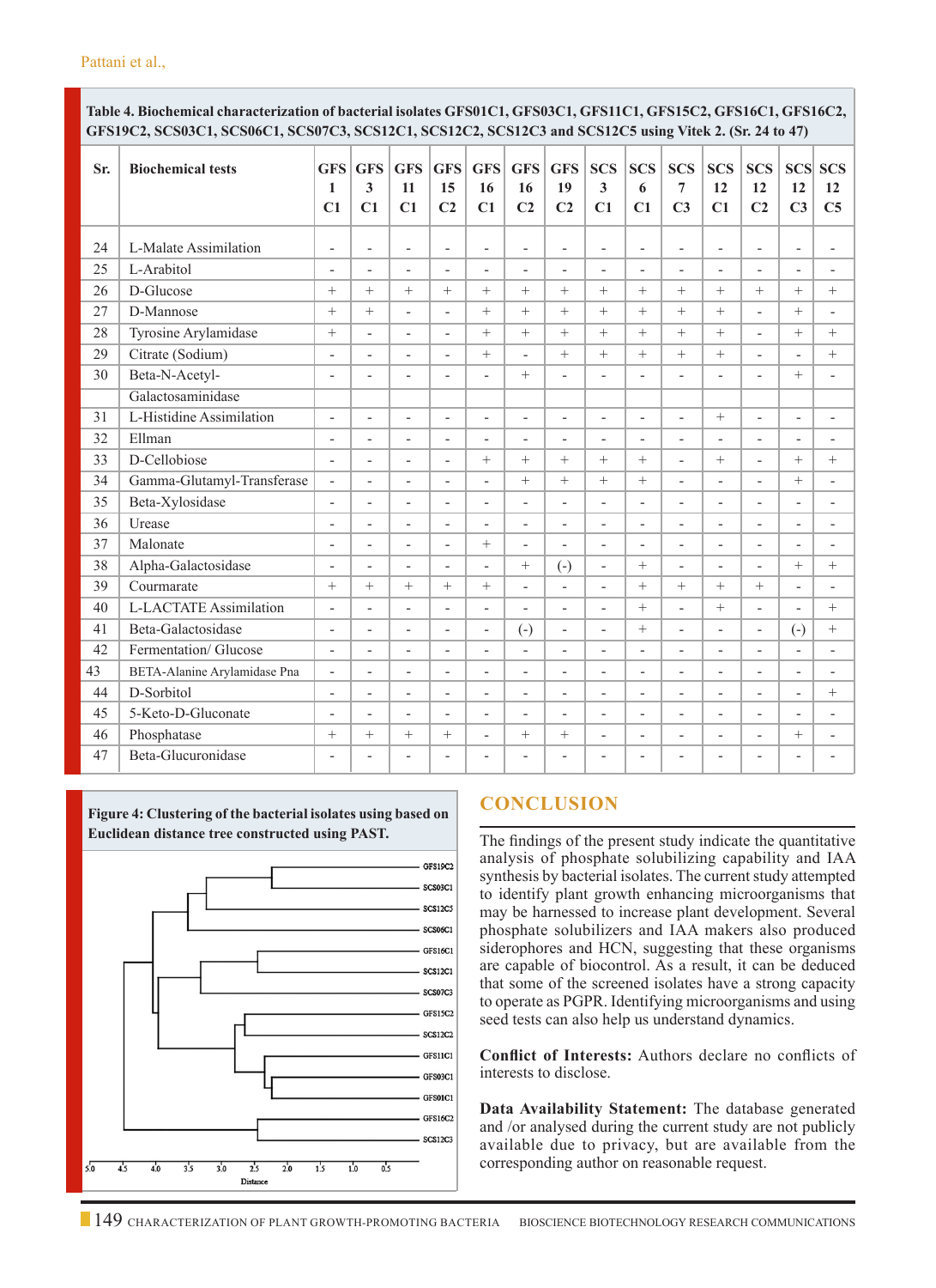**Table 4. Biochemical characterization of bacterial isolates GFS01C1, GFS03C1, GFS11C1, GFS15C2, GFS16C1, GFS16C2, GFS19C2, SCS03C1, SCS06C1, SCS07C3, SCS12C1, SCS12C2, SCS12C3 and SCS12C5 using Vitek 2. (Sr. 24 to 47)**

| Sr. | Biochemical tests | GFS 1 C1 | GFS 3 C1 | GFS 11 C1 | GFS 15 C2 | GFS 16 C1 | GFS 16 C2 | GFS 19 C2 | SCS 3 C1 | SCS 6 C1 | SCS 7 C3 | SCS 12 C1 | SCS 12 C2 | SCS 12 C3 | SCS 12 C5 |
|---|---|---|---|---|---|---|---|---|---|---|---|---|---|---|---|
| 24 | L-Malate Assimilation | - | - | - | - | - | - | - | - | - | - | - | - | - | - |
| 25 | L-Arabitol | - | - | - | - | - | - | - | - | - | - | - | - | - | - |
| 26 | D-Glucose | + | + | + | + | + | + | + | + | + | + | + | + | + | + |
| 27 | D-Mannose | + | + | - | - | + | + | + | + | + | + | + | - | + | - |
| 28 | Tyrosine Arylamidase | + | - | - | - | + | + | + | + | + | + | + | - | + | + |
| 29 | Citrate (Sodium) | - | - | - | - | + | - | + | + | + | + | + | - | - | + |
| 30 | Beta-N-Acetyl-Galactosaminidase | - | - | - | - | - | + | - | - | - | - | - | - | + | - |
| 31 | L-Histidine Assimilation | - | - | - | - | - | - | - | - | - | - | + | - | - | - |
| 32 | Ellman | - | - | - | - | - | - | - | - | - | - | - | - | - | - |
| 33 | D-Cellobiose | - | - | - | - | + | + | + | + | + | - | + | - | + | + |
| 34 | Gamma-Glutamyl-Transferase | - | - | - | - | - | + | + | + | + | - | - | - | + | - |
| 35 | Beta-Xylosidase | - | - | - | - | - | - | - | - | - | - | - | - | - | - |
| 36 | Urease | - | - | - | - | - | - | - | - | - | - | - | - | - | - |
| 37 | Malonate | - | - | - | - | + | - | - | - | - | - | - | - | - | - |
| 38 | Alpha-Galactosidase | - | - | - | - | - | + | (-) | - | + | - | - | - | + | + |
| 39 | Courmarate | + | + | + | + | + | - | - | - | + | + | + | + | - | - |
| 40 | L-LACTATE Assimilation | - | - | - | - | - | - | - | - | + | - | + | - | - | + |
| 41 | Beta-Galactosidase | - | - | - | - | - | (-) | - | - | + | - | - | - | (-) | + |
| 42 | Fermentation/ Glucose | - | - | - | - | - | - | - | - | - | - | - | - | - | - |
| 43 | BETA-Alanine Arylamidase Pna | - | - | - | - | - | - | - | - | - | - | - | - | - | - |
| 44 | D-Sorbitol | - | - | - | - | - | - | - | - | - | - | - | - | - | + |
| 45 | 5-Keto-D-Gluconate | - | - | - | - | - | - | - | - | - | - | - | - | - | - |
| 46 | Phosphatase | + | + | + | + | - | + | + | - | - | - | - | - | + | - |
| 47 | Beta-Glucuronidase | - | - | - | - | - | - | - | - | - | - | - | - | - | - |

**Figure 4: Clustering of the bacterial isolates using based on Euclidean distance tree constructed using PAST.**

## CONCLUSION

The findings of the present study indicate the quantitative analysis of phosphate solubilizing capability and IAA synthesis by bacterial isolates. The current study attempted to identify plant growth enhancing microorganisms that may be harnessed to increase plant development. Several phosphate solubilizers and IAA makers also produced siderophores and HCN, suggesting that these organisms are capable of biocontrol. As a result, it can be deduced that some of the screened isolates have a strong capacity to operate as PGPR. Identifying microorganisms and using seed tests can also help us understand dynamics.

**Conflict of Interests:** Authors declare no conflicts of interests to disclose.

**Data Availability Statement:** The database generated and /or analysed during the current study are not publicly available due to privacy, but are available from the corresponding author on reasonable request.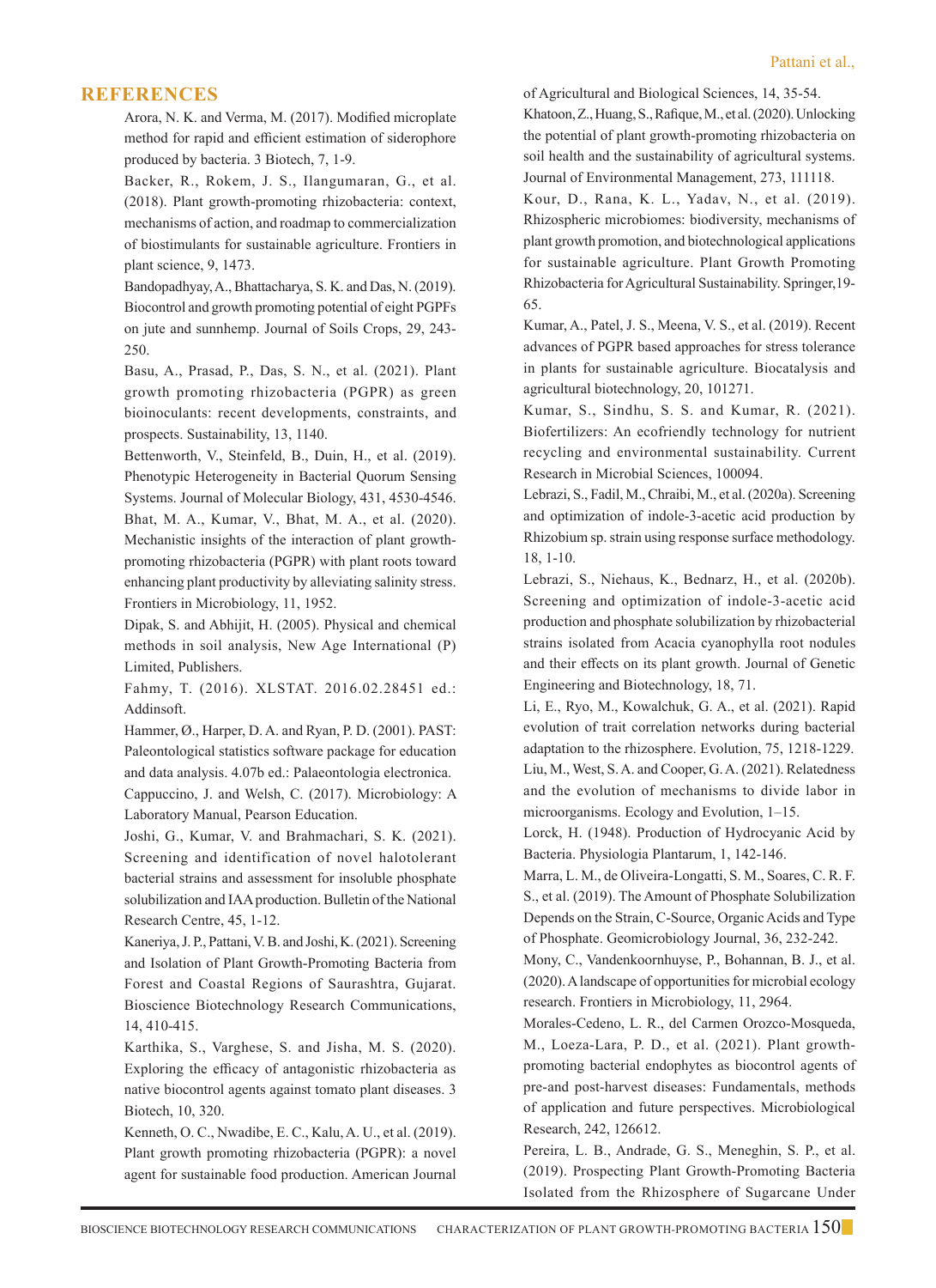## REFERENCES

Arora, N. K. and Verma, M. (2017). Modified microplate method for rapid and efficient estimation of siderophore produced by bacteria. 3 Biotech, 7, 1-9.

Backer, R., Rokem, J. S., Ilangumaran, G., et al. (2018). Plant growth-promoting rhizobacteria: context, mechanisms of action, and roadmap to commercialization of biostimulants for sustainable agriculture. Frontiers in plant science, 9, 1473.

Bandopadhyay, A., Bhattacharya, S. K. and Das, N. (2019). Biocontrol and growth promoting potential of eight PGPFs on jute and sunnhemp. Journal of Soils Crops, 29, 243-250.

Basu, A., Prasad, P., Das, S. N., et al. (2021). Plant growth promoting rhizobacteria (PGPR) as green bioinoculants: recent developments, constraints, and prospects. Sustainability, 13, 1140.

Bettenworth, V., Steinfeld, B., Duin, H., et al. (2019). Phenotypic Heterogeneity in Bacterial Quorum Sensing Systems. Journal of Molecular Biology, 431, 4530-4546.

Bhat, M. A., Kumar, V., Bhat, M. A., et al. (2020). Mechanistic insights of the interaction of plant growth-promoting rhizobacteria (PGPR) with plant roots toward enhancing plant productivity by alleviating salinity stress. Frontiers in Microbiology, 11, 1952.

Dipak, S. and Abhijit, H. (2005). Physical and chemical methods in soil analysis, New Age International (P) Limited, Publishers.

Fahmy, T. (2016). XLSTAT. 2016.02.28451 ed.: Addinsoft.

Hammer, Ø., Harper, D. A. and Ryan, P. D. (2001). PAST: Paleontological statistics software package for education and data analysis. 4.07b ed.: Palaeontologia electronica.

Cappuccino, J. and Welsh, C. (2017). Microbiology: A Laboratory Manual, Pearson Education.

Joshi, G., Kumar, V. and Brahmachari, S. K. (2021). Screening and identification of novel halotolerant bacterial strains and assessment for insoluble phosphate solubilization and IAA production. Bulletin of the National Research Centre, 45, 1-12.

Kaneriya, J. P., Pattani, V. B. and Joshi, K. (2021). Screening and Isolation of Plant Growth-Promoting Bacteria from Forest and Coastal Regions of Saurashtra, Gujarat. Bioscience Biotechnology Research Communications, 14, 410-415.

Karthika, S., Varghese, S. and Jisha, M. S. (2020). Exploring the efficacy of antagonistic rhizobacteria as native biocontrol agents against tomato plant diseases. 3 Biotech, 10, 320.

Kenneth, O. C., Nwadibe, E. C., Kalu, A. U., et al. (2019). Plant growth promoting rhizobacteria (PGPR): a novel agent for sustainable food production. American Journal of Agricultural and Biological Sciences, 14, 35-54.

Khatoon, Z., Huang, S., Rafique, M., et al. (2020). Unlocking the potential of plant growth-promoting rhizobacteria on soil health and the sustainability of agricultural systems. Journal of Environmental Management, 273, 111118.

Kour, D., Rana, K. L., Yadav, N., et al. (2019). Rhizospheric microbiomes: biodiversity, mechanisms of plant growth promotion, and biotechnological applications for sustainable agriculture. Plant Growth Promoting Rhizobacteria for Agricultural Sustainability. Springer,19-65.

Kumar, A., Patel, J. S., Meena, V. S., et al. (2019). Recent advances of PGPR based approaches for stress tolerance in plants for sustainable agriculture. Biocatalysis and agricultural biotechnology, 20, 101271.

Kumar, S., Sindhu, S. S. and Kumar, R. (2021). Biofertilizers: An ecofriendly technology for nutrient recycling and environmental sustainability. Current Research in Microbial Sciences, 100094.

Lebrazi, S., Fadil, M., Chraibi, M., et al. (2020a). Screening and optimization of indole-3-acetic acid production by Rhizobium sp. strain using response surface methodology. 18, 1-10.

Lebrazi, S., Niehaus, K., Bednarz, H., et al. (2020b). Screening and optimization of indole-3-acetic acid production and phosphate solubilization by rhizobacterial strains isolated from Acacia cyanophylla root nodules and their effects on its plant growth. Journal of Genetic Engineering and Biotechnology, 18, 71.

Li, E., Ryo, M., Kowalchuk, G. A., et al. (2021). Rapid evolution of trait correlation networks during bacterial adaptation to the rhizosphere. Evolution, 75, 1218-1229.

Liu, M., West, S. A. and Cooper, G. A. (2021). Relatedness and the evolution of mechanisms to divide labor in microorganisms. Ecology and Evolution, 1–15.

Lorck, H. (1948). Production of Hydrocyanic Acid by Bacteria. Physiologia Plantarum, 1, 142-146.

Marra, L. M., de Oliveira-Longatti, S. M., Soares, C. R. F. S., et al. (2019). The Amount of Phosphate Solubilization Depends on the Strain, C-Source, Organic Acids and Type of Phosphate. Geomicrobiology Journal, 36, 232-242.

Mony, C., Vandenkoornhuyse, P., Bohannan, B. J., et al. (2020). A landscape of opportunities for microbial ecology research. Frontiers in Microbiology, 11, 2964.

Morales-Cedeno, L. R., del Carmen Orozco-Mosqueda, M., Loeza-Lara, P. D., et al. (2021). Plant growth-promoting bacterial endophytes as biocontrol agents of pre-and post-harvest diseases: Fundamentals, methods of application and future perspectives. Microbiological Research, 242, 126612.

Pereira, L. B., Andrade, G. S., Meneghin, S. P., et al. (2019). Prospecting Plant Growth-Promoting Bacteria Isolated from the Rhizosphere of Sugarcane Under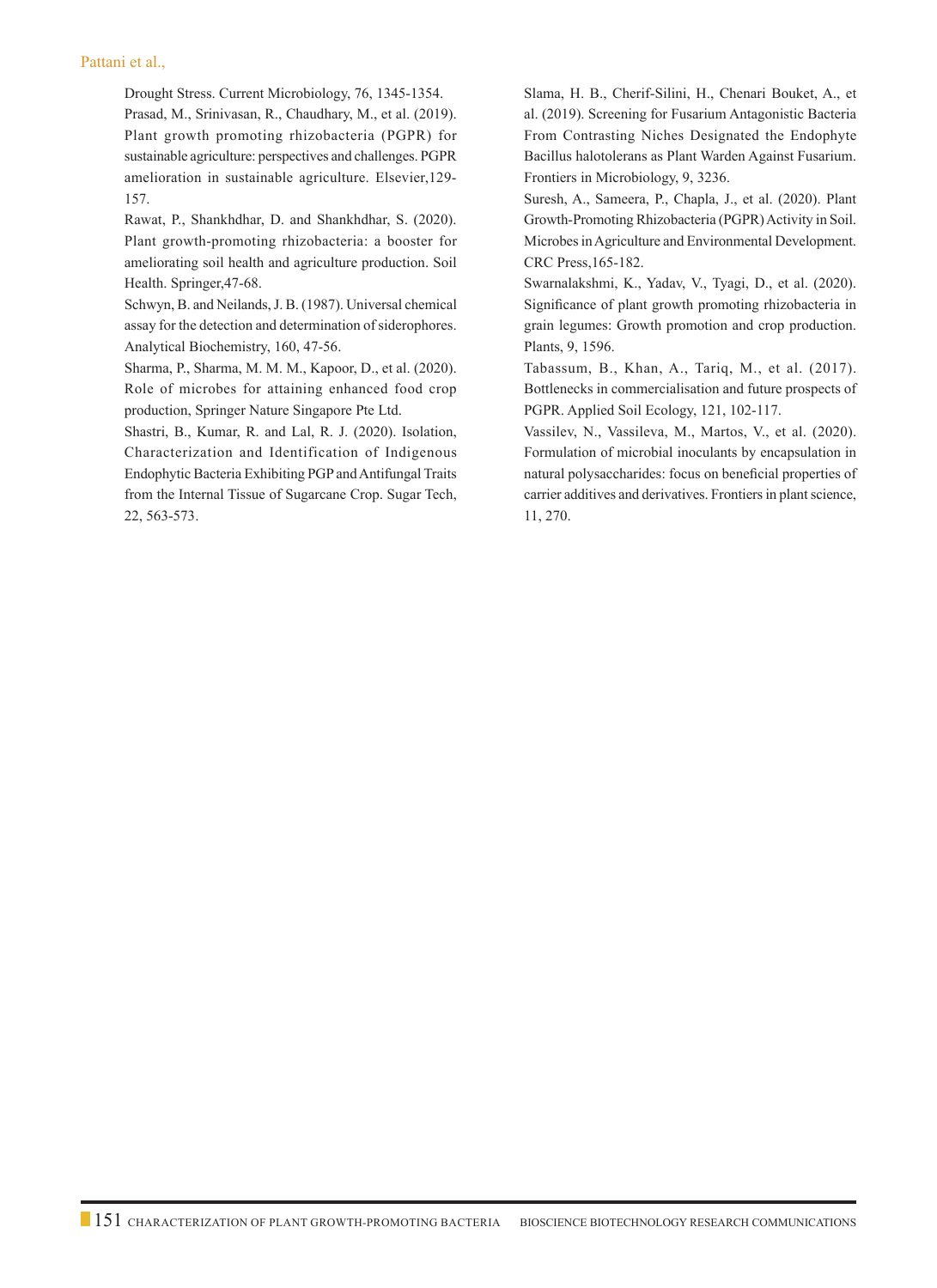Drought Stress. Current Microbiology, 76, 1345-1354.

Prasad, M., Srinivasan, R., Chaudhary, M., et al. (2019). Plant growth promoting rhizobacteria (PGPR) for sustainable agriculture: perspectives and challenges. PGPR amelioration in sustainable agriculture. Elsevier,129-157.

Rawat, P., Shankhdhar, D. and Shankhdhar, S. (2020). Plant growth-promoting rhizobacteria: a booster for ameliorating soil health and agriculture production. Soil Health. Springer,47-68.

Schwyn, B. and Neilands, J. B. (1987). Universal chemical assay for the detection and determination of siderophores. Analytical Biochemistry, 160, 47-56.

Sharma, P., Sharma, M. M. M., Kapoor, D., et al. (2020). Role of microbes for attaining enhanced food crop production, Springer Nature Singapore Pte Ltd.

Shastri, B., Kumar, R. and Lal, R. J. (2020). Isolation, Characterization and Identification of Indigenous Endophytic Bacteria Exhibiting PGP and Antifungal Traits from the Internal Tissue of Sugarcane Crop. Sugar Tech, 22, 563-573.

Slama, H. B., Cherif-Silini, H., Chenari Bouket, A., et al. (2019). Screening for Fusarium Antagonistic Bacteria From Contrasting Niches Designated the Endophyte Bacillus halotolerans as Plant Warden Against Fusarium. Frontiers in Microbiology, 9, 3236.

Suresh, A., Sameera, P., Chapla, J., et al. (2020). Plant Growth-Promoting Rhizobacteria (PGPR) Activity in Soil. Microbes in Agriculture and Environmental Development. CRC Press,165-182.

Swarnalakshmi, K., Yadav, V., Tyagi, D., et al. (2020). Significance of plant growth promoting rhizobacteria in grain legumes: Growth promotion and crop production. Plants, 9, 1596.

Tabassum, B., Khan, A., Tariq, M., et al. (2017). Bottlenecks in commercialisation and future prospects of PGPR. Applied Soil Ecology, 121, 102-117.

Vassilev, N., Vassileva, M., Martos, V., et al. (2020). Formulation of microbial inoculants by encapsulation in natural polysaccharides: focus on beneficial properties of carrier additives and derivatives. Frontiers in plant science, 11, 270.